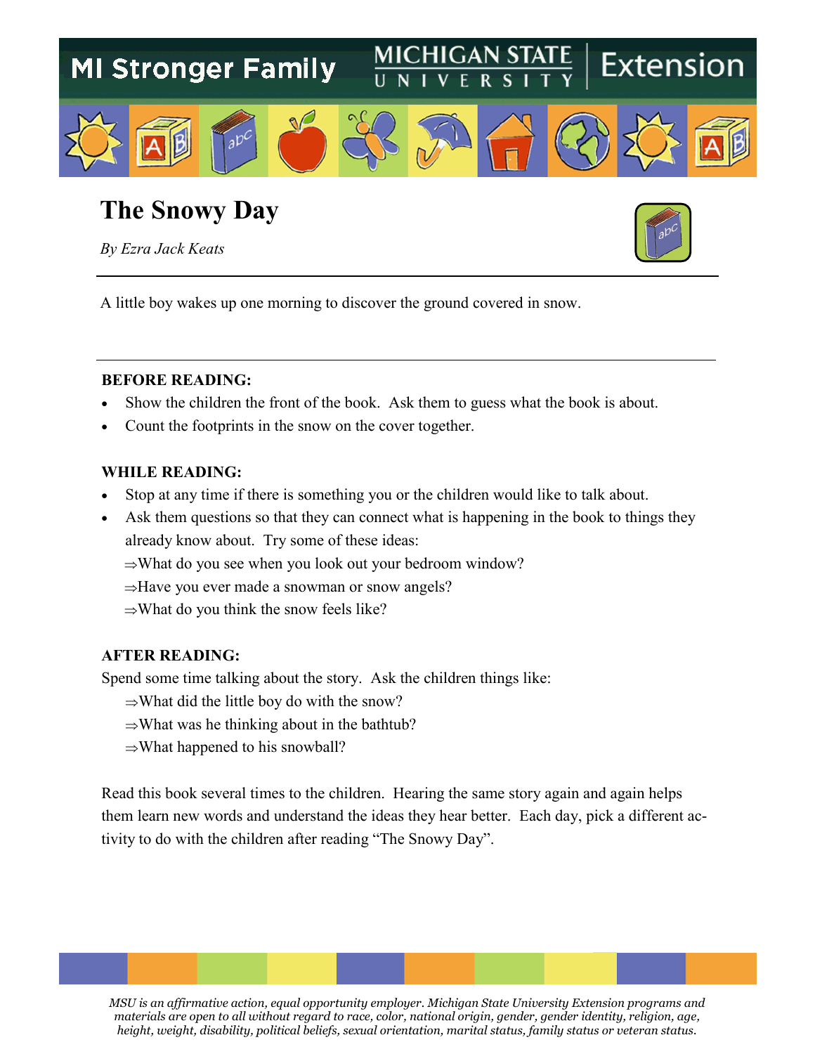MI Stronger Family

MICHIGAN STATE UNIVERSITY | Extension

# The Snowy Day

*By Ezra Jack Keats*

A little boy wakes up one morning to discover the ground covered in snow.

---

**BEFORE READING:**

- Show the children the front of the book. Ask them to guess what the book is about.
- Count the footprints in the snow on the cover together.

**WHILE READING:**

- Stop at any time if there is something you or the children would like to talk about.
- Ask them questions so that they can connect what is happening in the book to things they already know about. Try some of these ideas:
  - ⇒What do you see when you look out your bedroom window?
  - ⇒Have you ever made a snowman or snow angels?
  - ⇒What do you think the snow feels like?

**AFTER READING:**

Spend some time talking about the story. Ask the children things like:

- ⇒What did the little boy do with the snow?
- ⇒What was he thinking about in the bathtub?
- ⇒What happened to his snowball?

Read this book several times to the children. Hearing the same story again and again helps them learn new words and understand the ideas they hear better. Each day, pick a different activity to do with the children after reading "The Snowy Day".

*MSU is an affirmative action, equal opportunity employer. Michigan State University Extension programs and materials are open to all without regard to race, color, national origin, gender, gender identity, religion, age, height, weight, disability, political beliefs, sexual orientation, marital status, family status or veteran status.*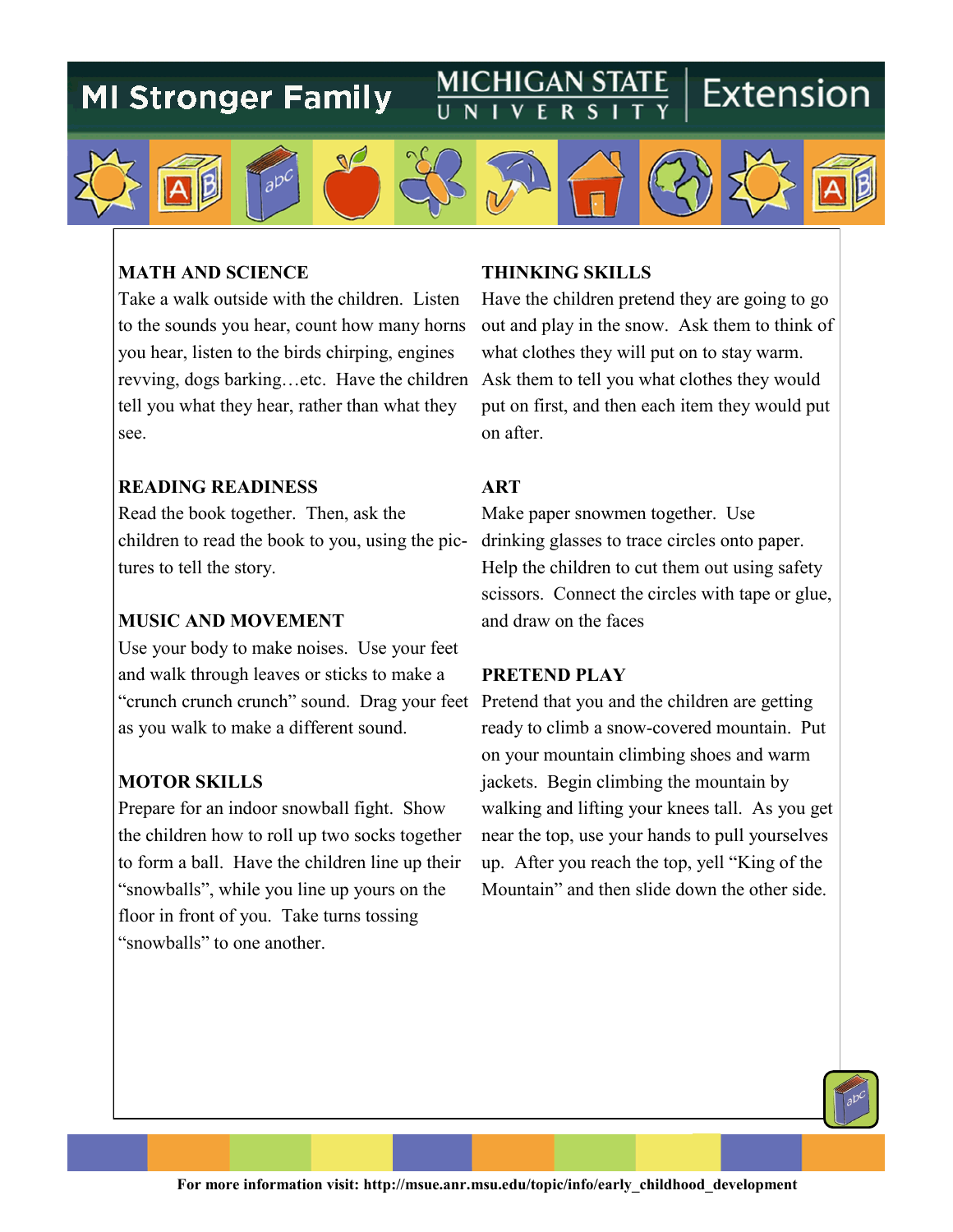## MATH AND SCIENCE

Take a walk outside with the children. Listen to the sounds you hear, count how many horns you hear, listen to the birds chirping, engines revving, dogs barking…etc. Have the children tell you what they hear, rather than what they see.

## READING READINESS

Read the book together. Then, ask the children to read the book to you, using the pictures to tell the story.

## MUSIC AND MOVEMENT

Use your body to make noises. Use your feet and walk through leaves or sticks to make a "crunch crunch crunch" sound. Drag your feet as you walk to make a different sound.

## MOTOR SKILLS

Prepare for an indoor snowball fight. Show the children how to roll up two socks together to form a ball. Have the children line up their "snowballs", while you line up yours on the floor in front of you. Take turns tossing "snowballs" to one another.

## THINKING SKILLS

Have the children pretend they are going to go out and play in the snow. Ask them to think of what clothes they will put on to stay warm. Ask them to tell you what clothes they would put on first, and then each item they would put on after.

## ART

Make paper snowmen together. Use drinking glasses to trace circles onto paper. Help the children to cut them out using safety scissors. Connect the circles with tape or glue, and draw on the faces

## PRETEND PLAY

Pretend that you and the children are getting ready to climb a snow-covered mountain. Put on your mountain climbing shoes and warm jackets. Begin climbing the mountain by walking and lifting your knees tall. As you get near the top, use your hands to pull yourselves up. After you reach the top, yell "King of the Mountain" and then slide down the other side.